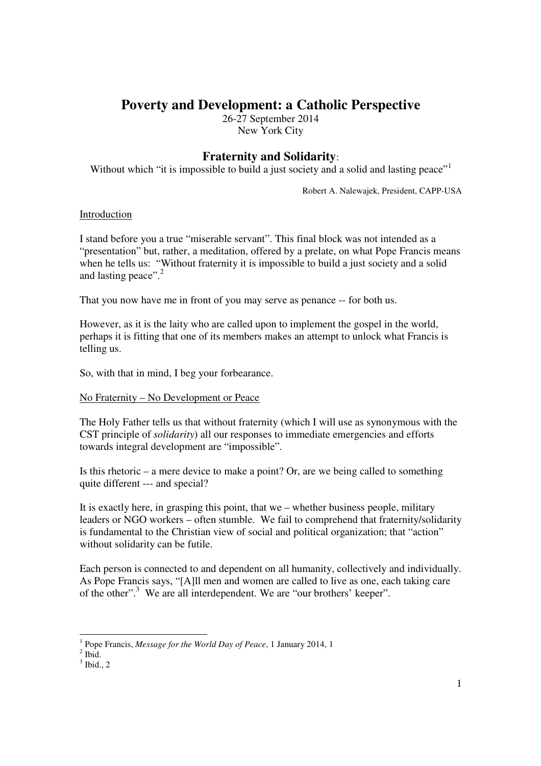# Poverty and Development: a Catholic Perspective

26-27 September 2014
New York City

## Fraternity and Solidarity:

Without which "it is impossible to build a just society and a solid and lasting peace"[1]

Robert A. Nalewajek, President, CAPP-USA

Introduction

I stand before you a true "miserable servant". This final block was not intended as a "presentation" but, rather, a meditation, offered by a prelate, on what Pope Francis means when he tells us: "Without fraternity it is impossible to build a just society and a solid and lasting peace".[2]

That you now have me in front of you may serve as penance -- for both us.

However, as it is the laity who are called upon to implement the gospel in the world, perhaps it is fitting that one of its members makes an attempt to unlock what Francis is telling us.

So, with that in mind, I beg your forbearance.

No Fraternity – No Development or Peace

The Holy Father tells us that without fraternity (which I will use as synonymous with the CST principle of *solidarity*) all our responses to immediate emergencies and efforts towards integral development are "impossible".

Is this rhetoric – a mere device to make a point? Or, are we being called to something quite different --- and special?

It is exactly here, in grasping this point, that we – whether business people, military leaders or NGO workers – often stumble. We fail to comprehend that fraternity/solidarity is fundamental to the Christian view of social and political organization; that "action" without solidarity can be futile.

Each person is connected to and dependent on all humanity, collectively and individually. As Pope Francis says, "[A]ll men and women are called to live as one, each taking care of the other".[3] We are all interdependent. We are "our brothers' keeper".

---

[1] Pope Francis, *Message for the World Day of Peace*, 1 January 2014, 1

[2] Ibid.

[3] Ibid., 2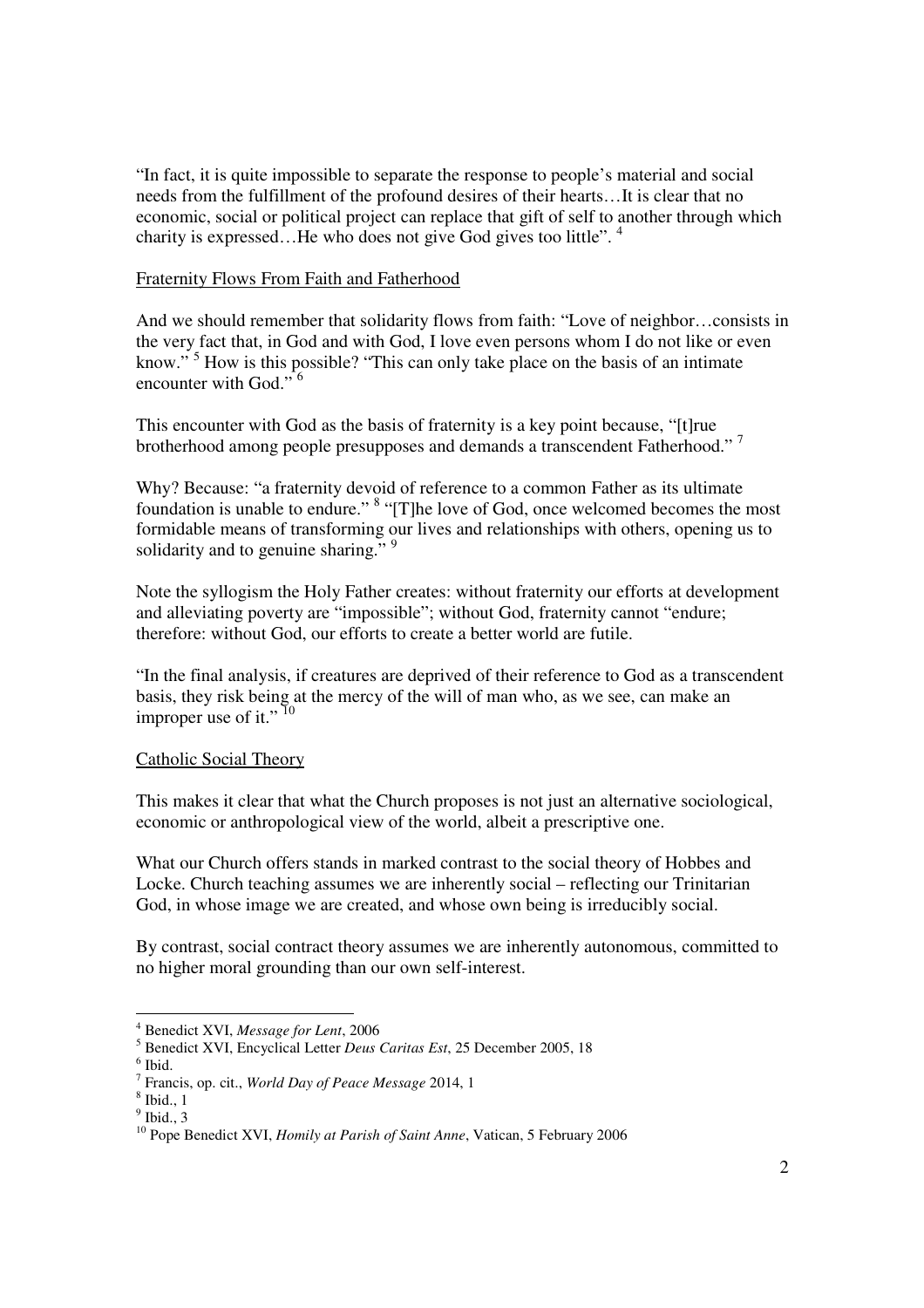"In fact, it is quite impossible to separate the response to people's material and social needs from the fulfillment of the profound desires of their hearts…It is clear that no economic, social or political project can replace that gift of self to another through which charity is expressed…He who does not give God gives too little".[4]

Fraternity Flows From Faith and Fatherhood

And we should remember that solidarity flows from faith: "Love of neighbor…consists in the very fact that, in God and with God, I love even persons whom I do not like or even know."[5] How is this possible? "This can only take place on the basis of an intimate encounter with God."[6]

This encounter with God as the basis of fraternity is a key point because, "[t]rue brotherhood among people presupposes and demands a transcendent Fatherhood."[7]

Why? Because: "a fraternity devoid of reference to a common Father as its ultimate foundation is unable to endure."[8] "[T]he love of God, once welcomed becomes the most formidable means of transforming our lives and relationships with others, opening us to solidarity and to genuine sharing."[9]

Note the syllogism the Holy Father creates: without fraternity our efforts at development and alleviating poverty are "impossible"; without God, fraternity cannot "endure; therefore: without God, our efforts to create a better world are futile.

"In the final analysis, if creatures are deprived of their reference to God as a transcendent basis, they risk being at the mercy of the will of man who, as we see, can make an improper use of it."[10]

Catholic Social Theory

This makes it clear that what the Church proposes is not just an alternative sociological, economic or anthropological view of the world, albeit a prescriptive one.

What our Church offers stands in marked contrast to the social theory of Hobbes and Locke. Church teaching assumes we are inherently social – reflecting our Trinitarian God, in whose image we are created, and whose own being is irreducibly social.

By contrast, social contract theory assumes we are inherently autonomous, committed to no higher moral grounding than our own self-interest.

---

[4] Benedict XVI, *Message for Lent*, 2006

[5] Benedict XVI, Encyclical Letter *Deus Caritas Est*, 25 December 2005, 18

[6] Ibid.

[7] Francis, op. cit., *World Day of Peace Message* 2014, 1

[8] Ibid., 1

[9] Ibid., 3

[10] Pope Benedict XVI, *Homily at Parish of Saint Anne*, Vatican, 5 February 2006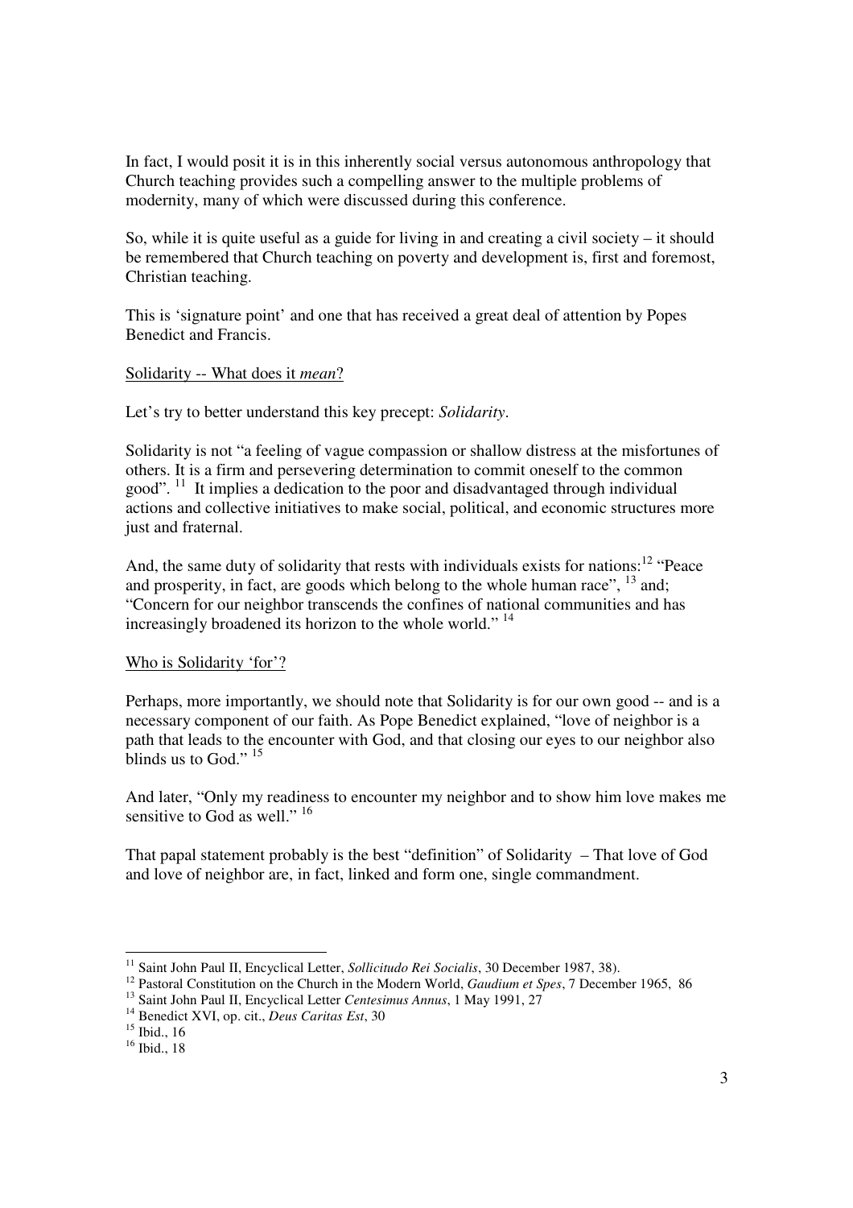In fact, I would posit it is in this inherently social versus autonomous anthropology that Church teaching provides such a compelling answer to the multiple problems of modernity, many of which were discussed during this conference.

So, while it is quite useful as a guide for living in and creating a civil society – it should be remembered that Church teaching on poverty and development is, first and foremost, Christian teaching.

This is 'signature point' and one that has received a great deal of attention by Popes Benedict and Francis.

<u>Solidarity -- What does it *mean*?</u>

Let's try to better understand this key precept: *Solidarity*.

Solidarity is not "a feeling of vague compassion or shallow distress at the misfortunes of others. It is a firm and persevering determination to commit oneself to the common good". [11] It implies a dedication to the poor and disadvantaged through individual actions and collective initiatives to make social, political, and economic structures more just and fraternal.

And, the same duty of solidarity that rests with individuals exists for nations:[12] "Peace and prosperity, in fact, are goods which belong to the whole human race", [13] and; "Concern for our neighbor transcends the confines of national communities and has increasingly broadened its horizon to the whole world." [14]

<u>Who is Solidarity 'for'?</u>

Perhaps, more importantly, we should note that Solidarity is for our own good -- and is a necessary component of our faith. As Pope Benedict explained, "love of neighbor is a path that leads to the encounter with God, and that closing our eyes to our neighbor also blinds us to God." [15]

And later, "Only my readiness to encounter my neighbor and to show him love makes me sensitive to God as well." [16]

That papal statement probably is the best "definition" of Solidarity – That love of God and love of neighbor are, in fact, linked and form one, single commandment.

---

[11] Saint John Paul II, Encyclical Letter, *Sollicitudo Rei Socialis*, 30 December 1987, 38).

[12] Pastoral Constitution on the Church in the Modern World, *Gaudium et Spes*, 7 December 1965, 86

[13] Saint John Paul II, Encyclical Letter *Centesimus Annus*, 1 May 1991, 27

[14] Benedict XVI, op. cit., *Deus Caritas Est*, 30

[15] Ibid., 16

[16] Ibid., 18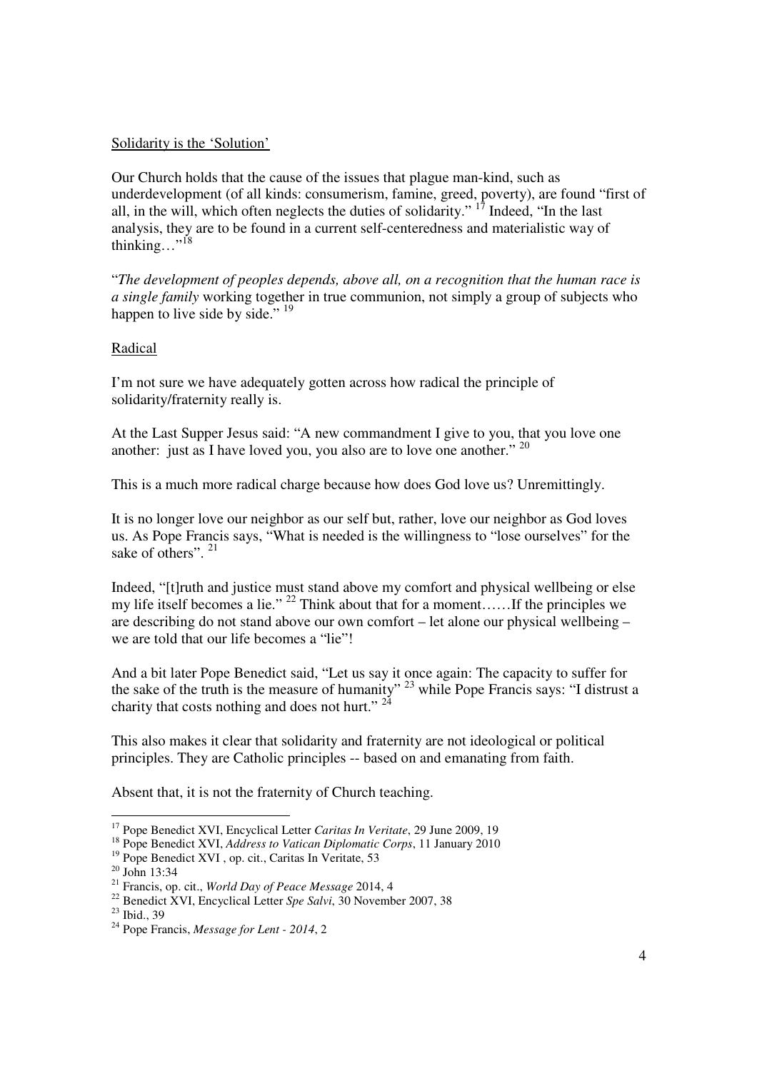Solidarity is the 'Solution'

Our Church holds that the cause of the issues that plague man-kind, such as underdevelopment (of all kinds: consumerism, famine, greed, poverty), are found "first of all, in the will, which often neglects the duties of solidarity." [17] Indeed, "In the last analysis, they are to be found in a current self-centeredness and materialistic way of thinking…"[18]

"*The development of peoples depends, above all, on a recognition that the human race is a single family* working together in true communion, not simply a group of subjects who happen to live side by side." [19]

Radical

I'm not sure we have adequately gotten across how radical the principle of solidarity/fraternity really is.

At the Last Supper Jesus said: "A new commandment I give to you, that you love one another: just as I have loved you, you also are to love one another." [20]

This is a much more radical charge because how does God love us? Unremittingly.

It is no longer love our neighbor as our self but, rather, love our neighbor as God loves us. As Pope Francis says, "What is needed is the willingness to "lose ourselves" for the sake of others". [21]

Indeed, "[t]ruth and justice must stand above my comfort and physical wellbeing or else my life itself becomes a lie." [22] Think about that for a moment……If the principles we are describing do not stand above our own comfort – let alone our physical wellbeing – we are told that our life becomes a "lie"!

And a bit later Pope Benedict said, "Let us say it once again: The capacity to suffer for the sake of the truth is the measure of humanity" [23] while Pope Francis says: "I distrust a charity that costs nothing and does not hurt." [24]

This also makes it clear that solidarity and fraternity are not ideological or political principles. They are Catholic principles -- based on and emanating from faith.

Absent that, it is not the fraternity of Church teaching.

---

[17] Pope Benedict XVI, Encyclical Letter *Caritas In Veritate*, 29 June 2009, 19

[18] Pope Benedict XVI, *Address to Vatican Diplomatic Corps*, 11 January 2010

[19] Pope Benedict XVI , op. cit., Caritas In Veritate, 53

[20] John 13:34

[21] Francis, op. cit., *World Day of Peace Message* 2014, 4

[22] Benedict XVI, Encyclical Letter *Spe Salvi*, 30 November 2007, 38

[23] Ibid., 39

[24] Pope Francis, *Message for Lent - 2014*, 2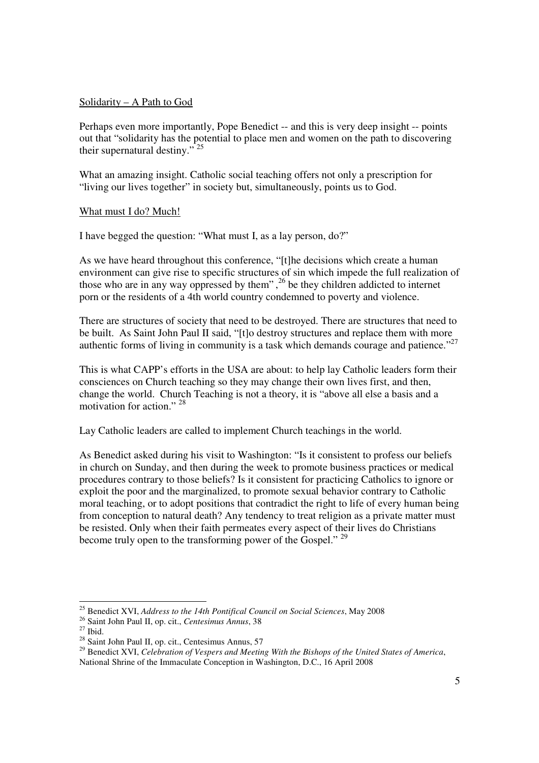<u>Solidarity – A Path to God</u>

Perhaps even more importantly, Pope Benedict -- and this is very deep insight -- points out that "solidarity has the potential to place men and women on the path to discovering their supernatural destiny." [25]

What an amazing insight. Catholic social teaching offers not only a prescription for "living our lives together" in society but, simultaneously, points us to God.

<u>What must I do? Much!</u>

I have begged the question: "What must I, as a lay person, do?"

As we have heard throughout this conference, "[t]he decisions which create a human environment can give rise to specific structures of sin which impede the full realization of those who are in any way oppressed by them", [26] be they children addicted to internet porn or the residents of a 4th world country condemned to poverty and violence.

There are structures of society that need to be destroyed. There are structures that need to be built. As Saint John Paul II said, "[t]o destroy structures and replace them with more authentic forms of living in community is a task which demands courage and patience."[27]

This is what CAPP's efforts in the USA are about: to help lay Catholic leaders form their consciences on Church teaching so they may change their own lives first, and then, change the world. Church Teaching is not a theory, it is "above all else a basis and a motivation for action." [28]

Lay Catholic leaders are called to implement Church teachings in the world.

As Benedict asked during his visit to Washington: "Is it consistent to profess our beliefs in church on Sunday, and then during the week to promote business practices or medical procedures contrary to those beliefs? Is it consistent for practicing Catholics to ignore or exploit the poor and the marginalized, to promote sexual behavior contrary to Catholic moral teaching, or to adopt positions that contradict the right to life of every human being from conception to natural death? Any tendency to treat religion as a private matter must be resisted. Only when their faith permeates every aspect of their lives do Christians become truly open to the transforming power of the Gospel." [29]

---

[25] Benedict XVI, *Address to the 14th Pontifical Council on Social Sciences*, May 2008

[26] Saint John Paul II, op. cit., *Centesimus Annus*, 38

[27] Ibid.

[28] Saint John Paul II, op. cit., Centesimus Annus, 57

[29] Benedict XVI, *Celebration of Vespers and Meeting With the Bishops of the United States of America*, National Shrine of the Immaculate Conception in Washington, D.C., 16 April 2008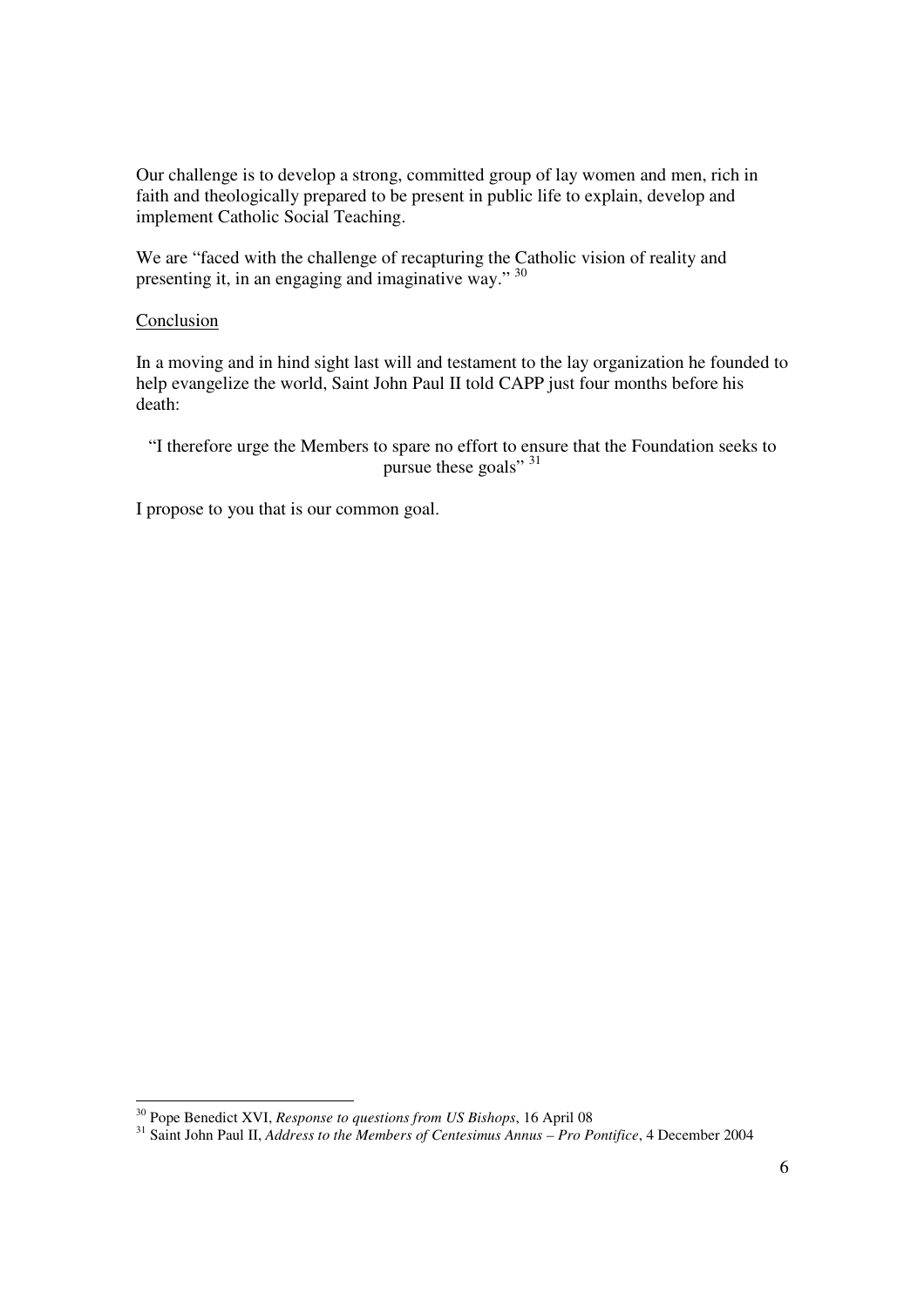Our challenge is to develop a strong, committed group of lay women and men, rich in faith and theologically prepared to be present in public life to explain, develop and implement Catholic Social Teaching.

We are "faced with the challenge of recapturing the Catholic vision of reality and presenting it, in an engaging and imaginative way." [30]

Conclusion

In a moving and in hind sight last will and testament to the lay organization he founded to help evangelize the world, Saint John Paul II told CAPP just four months before his death:

> "I therefore urge the Members to spare no effort to ensure that the Foundation seeks to pursue these goals" [31]

I propose to you that is our common goal.

---

[30] Pope Benedict XVI, *Response to questions from US Bishops*, 16 April 08

[31] Saint John Paul II, *Address to the Members of Centesimus Annus – Pro Pontifice*, 4 December 2004